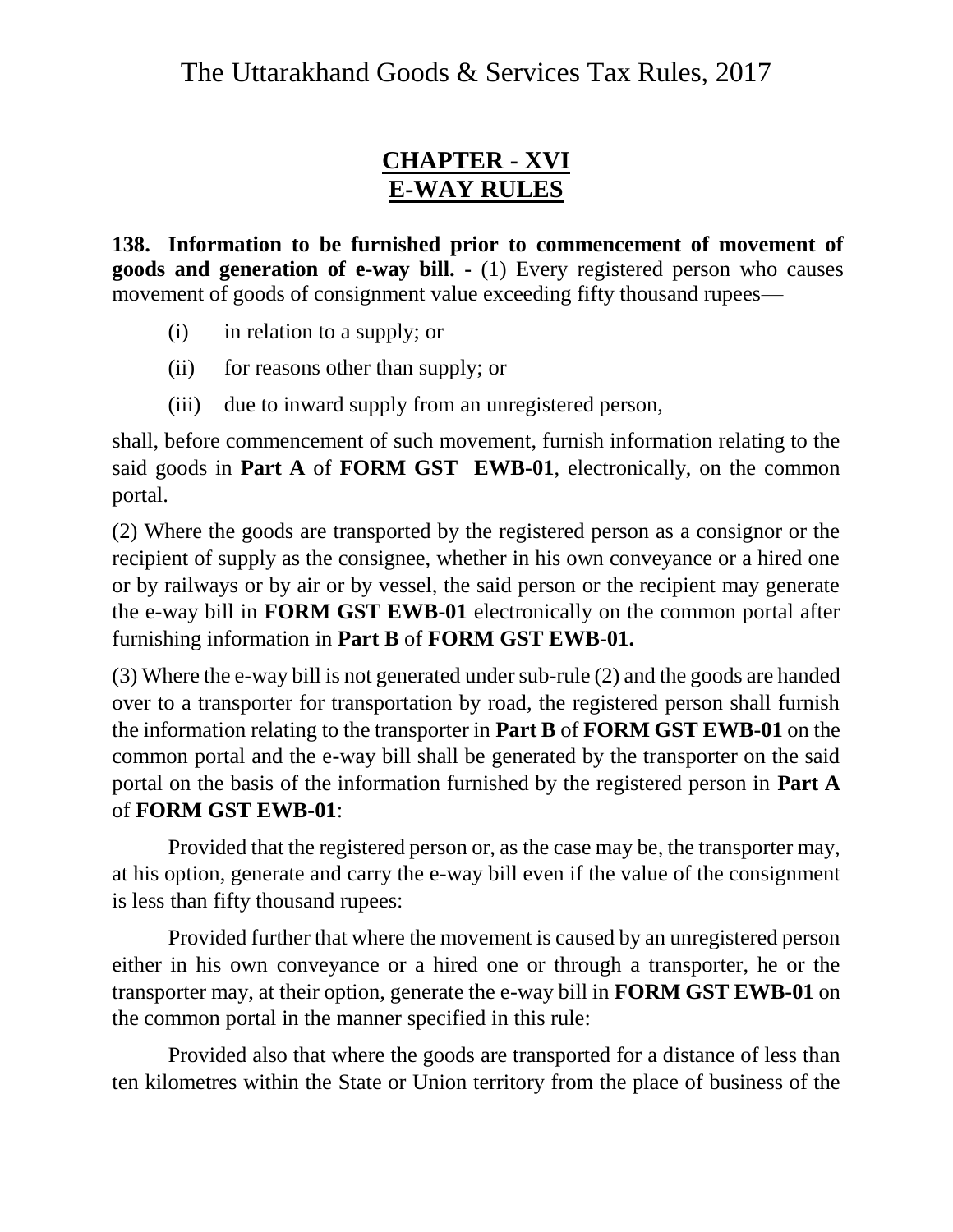# The Uttarakhand Goods & Services Tax Rules, 2017

## CHAPTER - XVI
## E-WAY RULES

**138. Information to be furnished prior to commencement of movement of goods and generation of e-way bill.** - (1) Every registered person who causes movement of goods of consignment value exceeding fifty thousand rupees—

(i) in relation to a supply; or

(ii) for reasons other than supply; or

(iii) due to inward supply from an unregistered person,

shall, before commencement of such movement, furnish information relating to the said goods in **Part A** of **FORM GST EWB-01**, electronically, on the common portal.

(2) Where the goods are transported by the registered person as a consignor or the recipient of supply as the consignee, whether in his own conveyance or a hired one or by railways or by air or by vessel, the said person or the recipient may generate the e-way bill in **FORM GST EWB-01** electronically on the common portal after furnishing information in **Part B** of **FORM GST EWB-01.**

(3) Where the e-way bill is not generated under sub-rule (2) and the goods are handed over to a transporter for transportation by road, the registered person shall furnish the information relating to the transporter in **Part B** of **FORM GST EWB-01** on the common portal and the e-way bill shall be generated by the transporter on the said portal on the basis of the information furnished by the registered person in **Part A** of **FORM GST EWB-01**:

Provided that the registered person or, as the case may be, the transporter may, at his option, generate and carry the e-way bill even if the value of the consignment is less than fifty thousand rupees:

Provided further that where the movement is caused by an unregistered person either in his own conveyance or a hired one or through a transporter, he or the transporter may, at their option, generate the e-way bill in **FORM GST EWB-01** on the common portal in the manner specified in this rule:

Provided also that where the goods are transported for a distance of less than ten kilometres within the State or Union territory from the place of business of the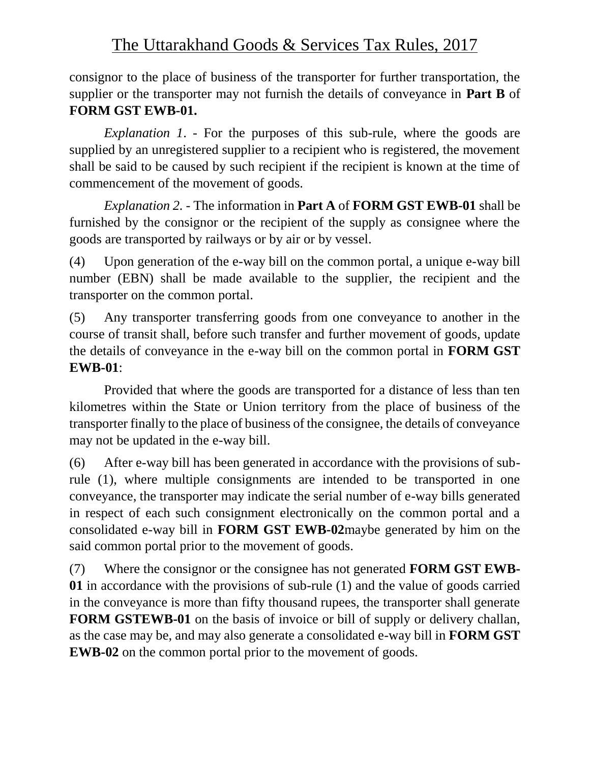consignor to the place of business of the transporter for further transportation, the supplier or the transporter may not furnish the details of conveyance in **Part B** of **FORM GST EWB-01.**

*Explanation 1*. - For the purposes of this sub-rule, where the goods are supplied by an unregistered supplier to a recipient who is registered, the movement shall be said to be caused by such recipient if the recipient is known at the time of commencement of the movement of goods.

*Explanation 2*. - The information in **Part A** of **FORM GST EWB-01** shall be furnished by the consignor or the recipient of the supply as consignee where the goods are transported by railways or by air or by vessel.

(4) Upon generation of the e-way bill on the common portal, a unique e-way bill number (EBN) shall be made available to the supplier, the recipient and the transporter on the common portal.

(5) Any transporter transferring goods from one conveyance to another in the course of transit shall, before such transfer and further movement of goods, update the details of conveyance in the e-way bill on the common portal in **FORM GST EWB-01**:

Provided that where the goods are transported for a distance of less than ten kilometres within the State or Union territory from the place of business of the transporter finally to the place of business of the consignee, the details of conveyance may not be updated in the e-way bill.

(6) After e-way bill has been generated in accordance with the provisions of sub-rule (1), where multiple consignments are intended to be transported in one conveyance, the transporter may indicate the serial number of e-way bills generated in respect of each such consignment electronically on the common portal and a consolidated e-way bill in **FORM GST EWB-02**maybe generated by him on the said common portal prior to the movement of goods.

(7) Where the consignor or the consignee has not generated **FORM GST EWB-01** in accordance with the provisions of sub-rule (1) and the value of goods carried in the conveyance is more than fifty thousand rupees, the transporter shall generate **FORM GSTEWB-01** on the basis of invoice or bill of supply or delivery challan, as the case may be, and may also generate a consolidated e-way bill in **FORM GST EWB-02** on the common portal prior to the movement of goods.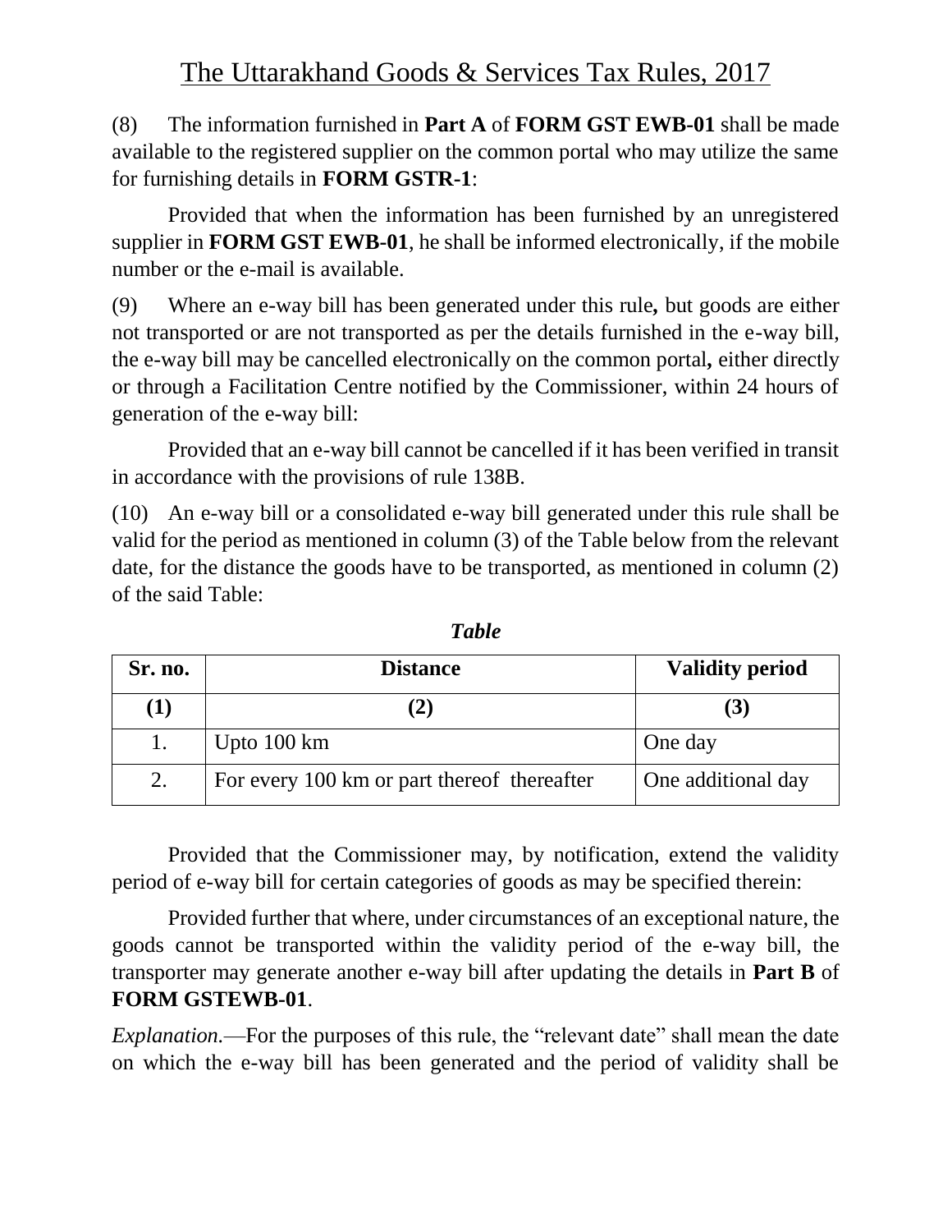(8) The information furnished in **Part A** of **FORM GST EWB-01** shall be made available to the registered supplier on the common portal who may utilize the same for furnishing details in **FORM GSTR-1**:

Provided that when the information has been furnished by an unregistered supplier in **FORM GST EWB-01**, he shall be informed electronically, if the mobile number or the e-mail is available.

(9) Where an e-way bill has been generated under this rule**,** but goods are either not transported or are not transported as per the details furnished in the e-way bill, the e-way bill may be cancelled electronically on the common portal**,** either directly or through a Facilitation Centre notified by the Commissioner, within 24 hours of generation of the e-way bill:

Provided that an e-way bill cannot be cancelled if it has been verified in transit in accordance with the provisions of rule 138B.

(10) An e-way bill or a consolidated e-way bill generated under this rule shall be valid for the period as mentioned in column (3) of the Table below from the relevant date, for the distance the goods have to be transported, as mentioned in column (2) of the said Table:

***Table***

| Sr. no. | Distance | Validity period |
|---|---|---|
| **(1)** | **(2)** | **(3)** |
| 1. | Upto 100 km | One day |
| 2. | For every 100 km or part thereof thereafter | One additional day |

Provided that the Commissioner may, by notification, extend the validity period of e-way bill for certain categories of goods as may be specified therein:

Provided further that where, under circumstances of an exceptional nature, the goods cannot be transported within the validity period of the e-way bill, the transporter may generate another e-way bill after updating the details in **Part B** of **FORM GSTEWB-01**.

*Explanation.*—For the purposes of this rule, the "relevant date" shall mean the date on which the e-way bill has been generated and the period of validity shall be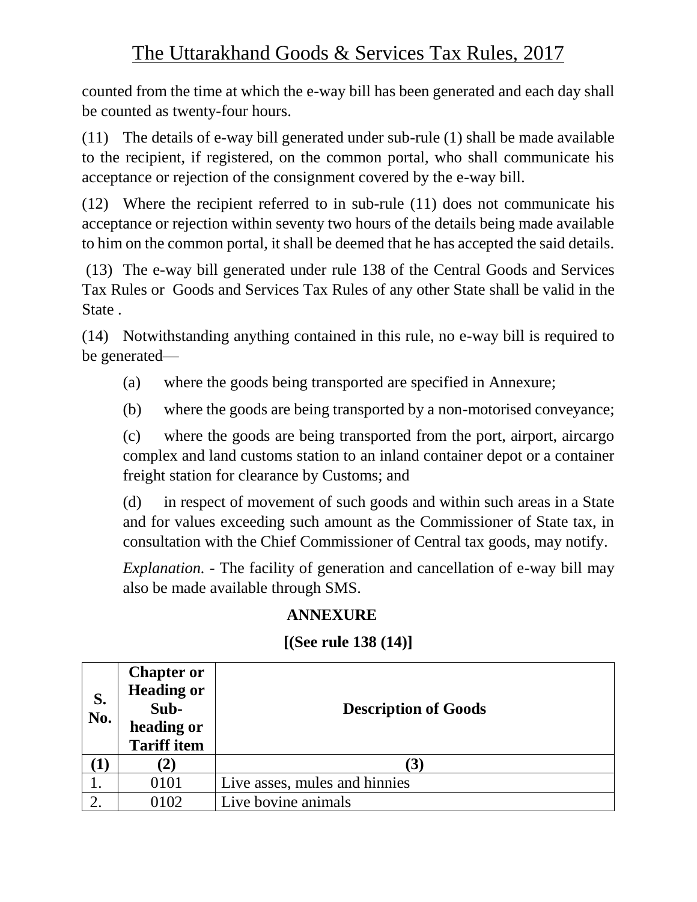counted from the time at which the e-way bill has been generated and each day shall be counted as twenty-four hours.

(11) The details of e-way bill generated under sub-rule (1) shall be made available to the recipient, if registered, on the common portal, who shall communicate his acceptance or rejection of the consignment covered by the e-way bill.

(12) Where the recipient referred to in sub-rule (11) does not communicate his acceptance or rejection within seventy two hours of the details being made available to him on the common portal, it shall be deemed that he has accepted the said details.

(13) The e-way bill generated under rule 138 of the Central Goods and Services Tax Rules or Goods and Services Tax Rules of any other State shall be valid in the State .

(14) Notwithstanding anything contained in this rule, no e-way bill is required to be generated—

(a) where the goods being transported are specified in Annexure;

(b) where the goods are being transported by a non-motorised conveyance;

(c) where the goods are being transported from the port, airport, aircargo complex and land customs station to an inland container depot or a container freight station for clearance by Customs; and

(d) in respect of movement of such goods and within such areas in a State and for values exceeding such amount as the Commissioner of State tax, in consultation with the Chief Commissioner of Central tax goods, may notify.

*Explanation.* - The facility of generation and cancellation of e-way bill may also be made available through SMS.

**ANNEXURE**

**[(See rule 138 (14)]**

| S. No. | Chapter or Heading or Sub-heading or Tariff item | Description of Goods |
|---|---|---|
| (1) | (2) | (3) |
| 1. | 0101 | Live asses, mules and hinnies |
| 2. | 0102 | Live bovine animals |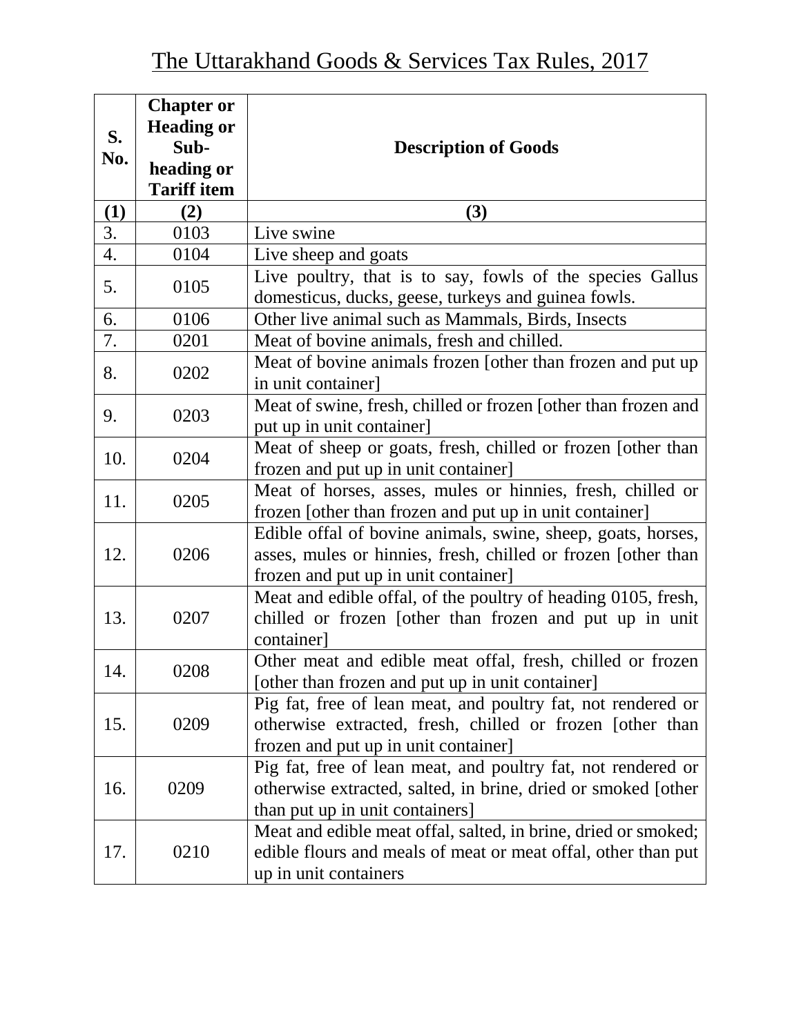# The Uttarakhand Goods & Services Tax Rules, 2017

| S. No. | Chapter or Heading or Sub-heading or Tariff item | Description of Goods |
|---|---|---|
| (1) | (2) | (3) |
| 3. | 0103 | Live swine |
| 4. | 0104 | Live sheep and goats |
| 5. | 0105 | Live poultry, that is to say, fowls of the species Gallus domesticus, ducks, geese, turkeys and guinea fowls. |
| 6. | 0106 | Other live animal such as Mammals, Birds, Insects |
| 7. | 0201 | Meat of bovine animals, fresh and chilled. |
| 8. | 0202 | Meat of bovine animals frozen [other than frozen and put up in unit container] |
| 9. | 0203 | Meat of swine, fresh, chilled or frozen [other than frozen and put up in unit container] |
| 10. | 0204 | Meat of sheep or goats, fresh, chilled or frozen [other than frozen and put up in unit container] |
| 11. | 0205 | Meat of horses, asses, mules or hinnies, fresh, chilled or frozen [other than frozen and put up in unit container] |
| 12. | 0206 | Edible offal of bovine animals, swine, sheep, goats, horses, asses, mules or hinnies, fresh, chilled or frozen [other than frozen and put up in unit container] |
| 13. | 0207 | Meat and edible offal, of the poultry of heading 0105, fresh, chilled or frozen [other than frozen and put up in unit container] |
| 14. | 0208 | Other meat and edible meat offal, fresh, chilled or frozen [other than frozen and put up in unit container] |
| 15. | 0209 | Pig fat, free of lean meat, and poultry fat, not rendered or otherwise extracted, fresh, chilled or frozen [other than frozen and put up in unit container] |
| 16. | 0209 | Pig fat, free of lean meat, and poultry fat, not rendered or otherwise extracted, salted, in brine, dried or smoked [other than put up in unit containers] |
| 17. | 0210 | Meat and edible meat offal, salted, in brine, dried or smoked; edible flours and meals of meat or meat offal, other than put up in unit containers |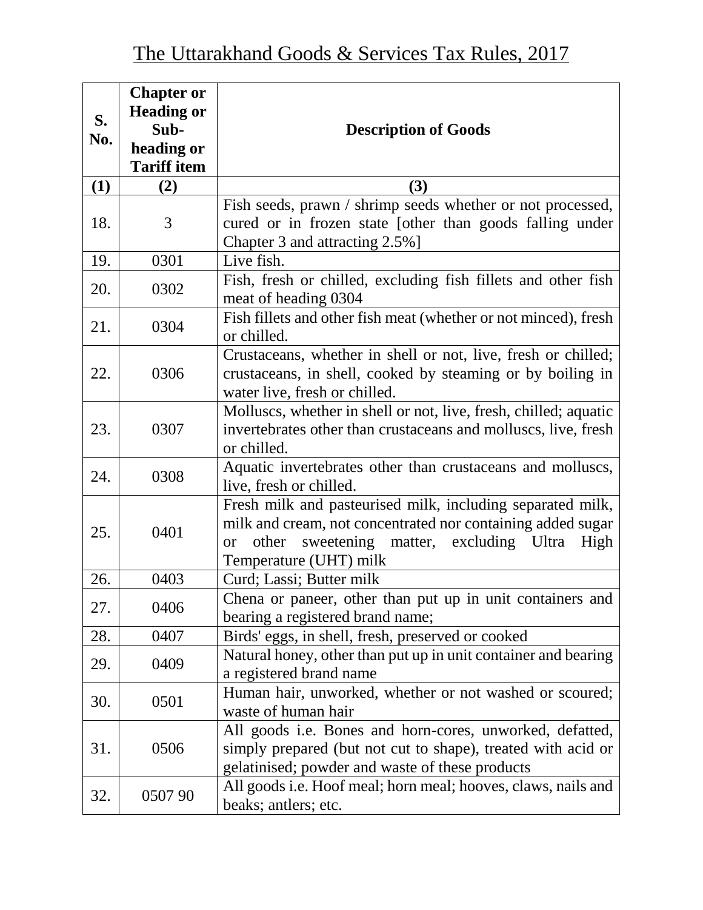# The Uttarakhand Goods & Services Tax Rules, 2017

| S. No. | Chapter or Heading or Sub-heading or Tariff item | Description of Goods |
|---|---|---|
| (1) | (2) | (3) |
| 18. | 3 | Fish seeds, prawn / shrimp seeds whether or not processed, cured or in frozen state [other than goods falling under Chapter 3 and attracting 2.5%] |
| 19. | 0301 | Live fish. |
| 20. | 0302 | Fish, fresh or chilled, excluding fish fillets and other fish meat of heading 0304 |
| 21. | 0304 | Fish fillets and other fish meat (whether or not minced), fresh or chilled. |
| 22. | 0306 | Crustaceans, whether in shell or not, live, fresh or chilled; crustaceans, in shell, cooked by steaming or by boiling in water live, fresh or chilled. |
| 23. | 0307 | Molluscs, whether in shell or not, live, fresh, chilled; aquatic invertebrates other than crustaceans and molluscs, live, fresh or chilled. |
| 24. | 0308 | Aquatic invertebrates other than crustaceans and molluscs, live, fresh or chilled. |
| 25. | 0401 | Fresh milk and pasteurised milk, including separated milk, milk and cream, not concentrated nor containing added sugar or other sweetening matter, excluding Ultra High Temperature (UHT) milk |
| 26. | 0403 | Curd; Lassi; Butter milk |
| 27. | 0406 | Chena or paneer, other than put up in unit containers and bearing a registered brand name; |
| 28. | 0407 | Birds' eggs, in shell, fresh, preserved or cooked |
| 29. | 0409 | Natural honey, other than put up in unit container and bearing a registered brand name |
| 30. | 0501 | Human hair, unworked, whether or not washed or scoured; waste of human hair |
| 31. | 0506 | All goods i.e. Bones and horn-cores, unworked, defatted, simply prepared (but not cut to shape), treated with acid or gelatinised; powder and waste of these products |
| 32. | 0507 90 | All goods i.e. Hoof meal; horn meal; hooves, claws, nails and beaks; antlers; etc. |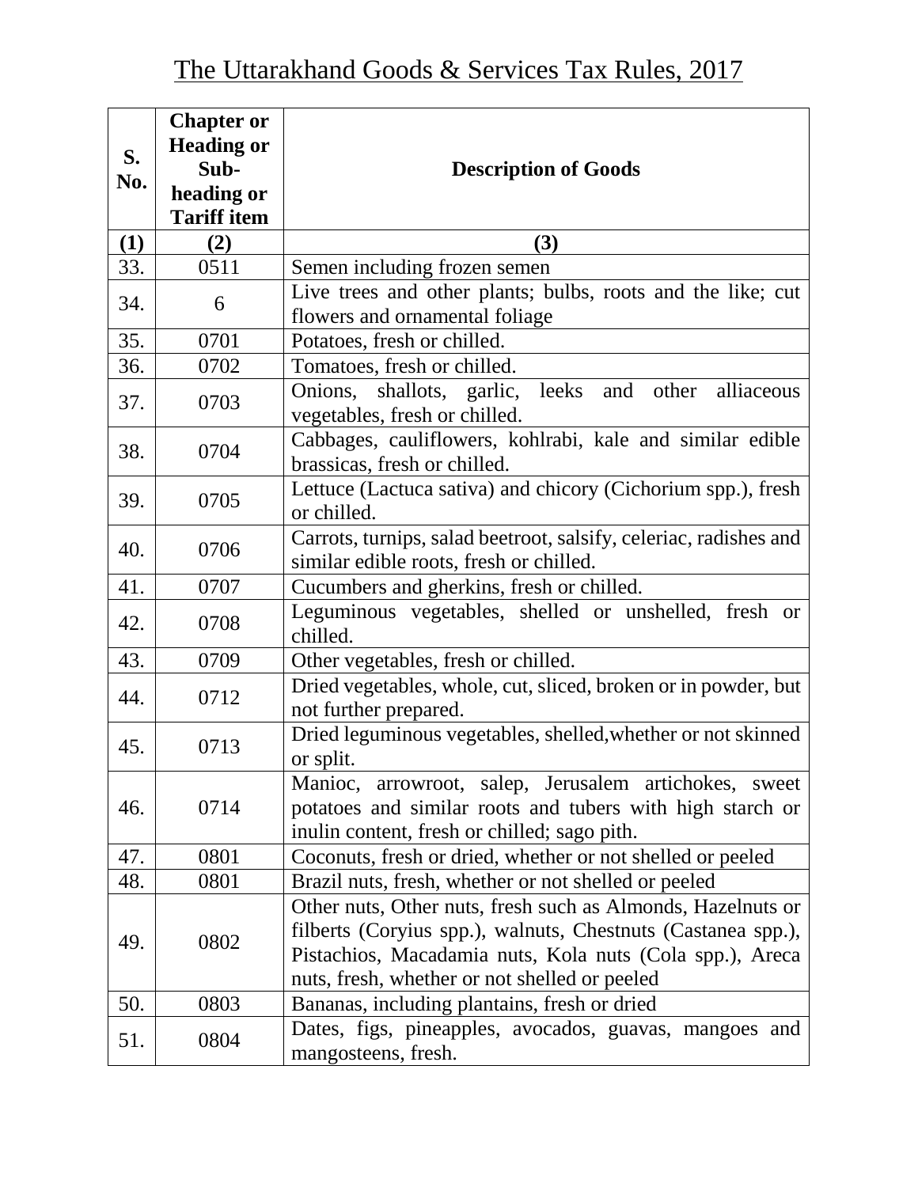# The Uttarakhand Goods & Services Tax Rules, 2017

| S. No. | Chapter or Heading or Sub-heading or Tariff item | Description of Goods |
|---|---|---|
| (1) | (2) | (3) |
| 33. | 0511 | Semen including frozen semen |
| 34. | 6 | Live trees and other plants; bulbs, roots and the like; cut flowers and ornamental foliage |
| 35. | 0701 | Potatoes, fresh or chilled. |
| 36. | 0702 | Tomatoes, fresh or chilled. |
| 37. | 0703 | Onions, shallots, garlic, leeks and other alliaceous vegetables, fresh or chilled. |
| 38. | 0704 | Cabbages, cauliflowers, kohlrabi, kale and similar edible brassicas, fresh or chilled. |
| 39. | 0705 | Lettuce (Lactuca sativa) and chicory (Cichorium spp.), fresh or chilled. |
| 40. | 0706 | Carrots, turnips, salad beetroot, salsify, celeriac, radishes and similar edible roots, fresh or chilled. |
| 41. | 0707 | Cucumbers and gherkins, fresh or chilled. |
| 42. | 0708 | Leguminous vegetables, shelled or unshelled, fresh or chilled. |
| 43. | 0709 | Other vegetables, fresh or chilled. |
| 44. | 0712 | Dried vegetables, whole, cut, sliced, broken or in powder, but not further prepared. |
| 45. | 0713 | Dried leguminous vegetables, shelled,whether or not skinned or split. |
| 46. | 0714 | Manioc, arrowroot, salep, Jerusalem artichokes, sweet potatoes and similar roots and tubers with high starch or inulin content, fresh or chilled; sago pith. |
| 47. | 0801 | Coconuts, fresh or dried, whether or not shelled or peeled |
| 48. | 0801 | Brazil nuts, fresh, whether or not shelled or peeled |
| 49. | 0802 | Other nuts, Other nuts, fresh such as Almonds, Hazelnuts or filberts (Coryius spp.), walnuts, Chestnuts (Castanea spp.), Pistachios, Macadamia nuts, Kola nuts (Cola spp.), Areca nuts, fresh, whether or not shelled or peeled |
| 50. | 0803 | Bananas, including plantains, fresh or dried |
| 51. | 0804 | Dates, figs, pineapples, avocados, guavas, mangoes and mangosteens, fresh. |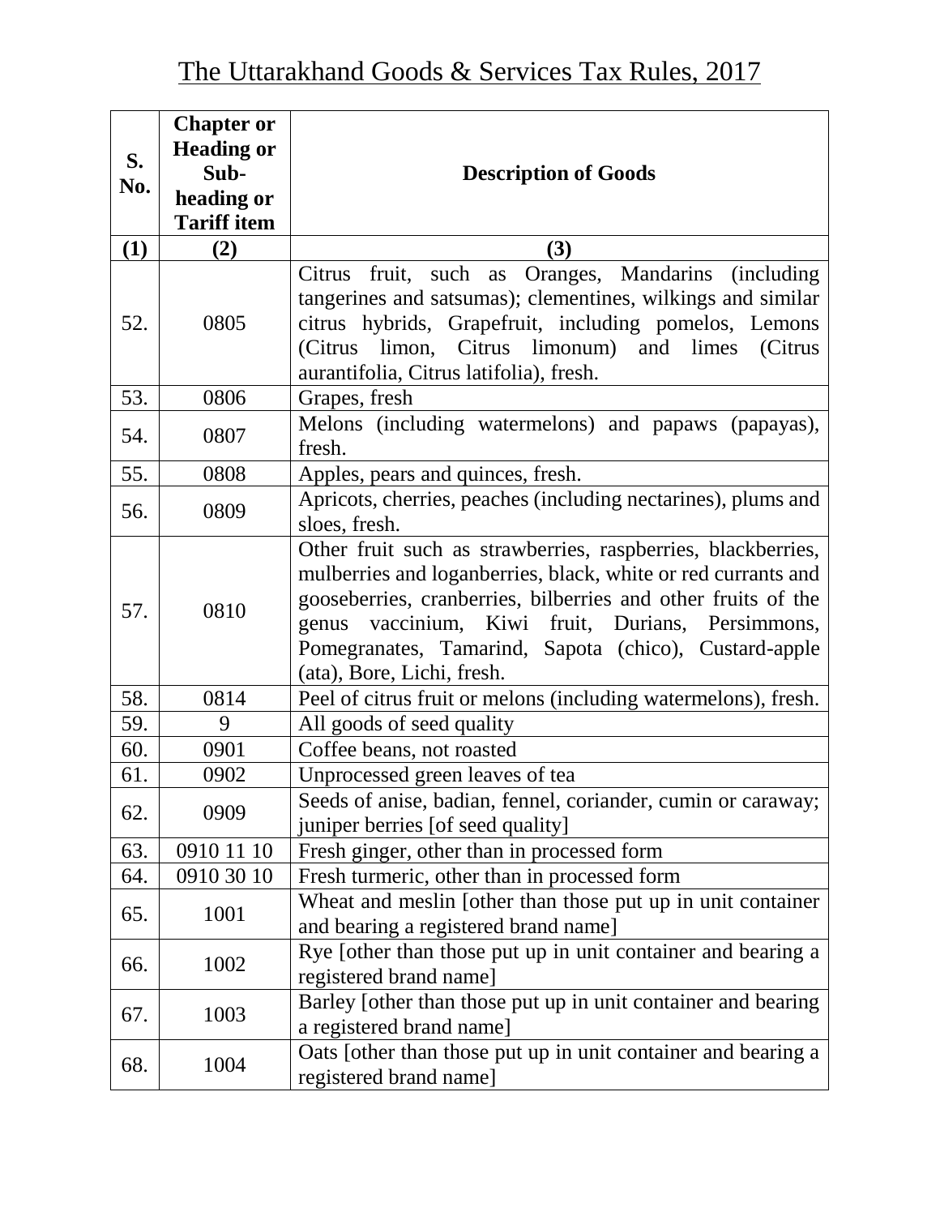# The Uttarakhand Goods & Services Tax Rules, 2017

| S. No. | Chapter or Heading or Sub-heading or Tariff item | Description of Goods |
|---|---|---|
| (1) | (2) | (3) |
| 52. | 0805 | Citrus fruit, such as Oranges, Mandarins (including tangerines and satsumas); clementines, wilkings and similar citrus hybrids, Grapefruit, including pomelos, Lemons (Citrus limon, Citrus limonum) and limes (Citrus aurantifolia, Citrus latifolia), fresh. |
| 53. | 0806 | Grapes, fresh |
| 54. | 0807 | Melons (including watermelons) and papaws (papayas), fresh. |
| 55. | 0808 | Apples, pears and quinces, fresh. |
| 56. | 0809 | Apricots, cherries, peaches (including nectarines), plums and sloes, fresh. |
| 57. | 0810 | Other fruit such as strawberries, raspberries, blackberries, mulberries and loganberries, black, white or red currants and gooseberries, cranberries, bilberries and other fruits of the genus vaccinium, Kiwi fruit, Durians, Persimmons, Pomegranates, Tamarind, Sapota (chico), Custard-apple (ata), Bore, Lichi, fresh. |
| 58. | 0814 | Peel of citrus fruit or melons (including watermelons), fresh. |
| 59. | 9 | All goods of seed quality |
| 60. | 0901 | Coffee beans, not roasted |
| 61. | 0902 | Unprocessed green leaves of tea |
| 62. | 0909 | Seeds of anise, badian, fennel, coriander, cumin or caraway; juniper berries [of seed quality] |
| 63. | 0910 11 10 | Fresh ginger, other than in processed form |
| 64. | 0910 30 10 | Fresh turmeric, other than in processed form |
| 65. | 1001 | Wheat and meslin [other than those put up in unit container and bearing a registered brand name] |
| 66. | 1002 | Rye [other than those put up in unit container and bearing a registered brand name] |
| 67. | 1003 | Barley [other than those put up in unit container and bearing a registered brand name] |
| 68. | 1004 | Oats [other than those put up in unit container and bearing a registered brand name] |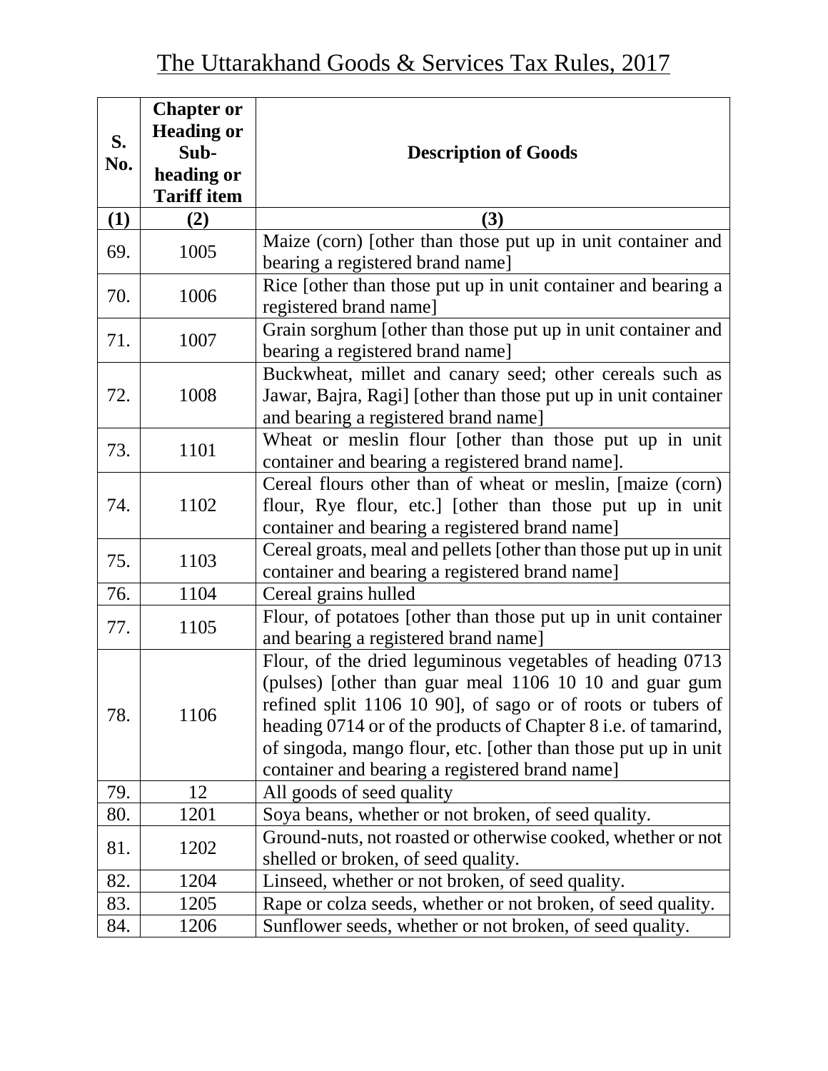# The Uttarakhand Goods & Services Tax Rules, 2017

| S. No. | Chapter or Heading or Sub-heading or Tariff item | Description of Goods |
|---|---|---|
| (1) | (2) | (3) |
| 69. | 1005 | Maize (corn) [other than those put up in unit container and bearing a registered brand name] |
| 70. | 1006 | Rice [other than those put up in unit container and bearing a registered brand name] |
| 71. | 1007 | Grain sorghum [other than those put up in unit container and bearing a registered brand name] |
| 72. | 1008 | Buckwheat, millet and canary seed; other cereals such as Jawar, Bajra, Ragi] [other than those put up in unit container and bearing a registered brand name] |
| 73. | 1101 | Wheat or meslin flour [other than those put up in unit container and bearing a registered brand name]. |
| 74. | 1102 | Cereal flours other than of wheat or meslin, [maize (corn) flour, Rye flour, etc.] [other than those put up in unit container and bearing a registered brand name] |
| 75. | 1103 | Cereal groats, meal and pellets [other than those put up in unit container and bearing a registered brand name] |
| 76. | 1104 | Cereal grains hulled |
| 77. | 1105 | Flour, of potatoes [other than those put up in unit container and bearing a registered brand name] |
| 78. | 1106 | Flour, of the dried leguminous vegetables of heading 0713 (pulses) [other than guar meal 1106 10 10 and guar gum refined split 1106 10 90], of sago or of roots or tubers of heading 0714 or of the products of Chapter 8 i.e. of tamarind, of singoda, mango flour, etc. [other than those put up in unit container and bearing a registered brand name] |
| 79. | 12 | All goods of seed quality |
| 80. | 1201 | Soya beans, whether or not broken, of seed quality. |
| 81. | 1202 | Ground-nuts, not roasted or otherwise cooked, whether or not shelled or broken, of seed quality. |
| 82. | 1204 | Linseed, whether or not broken, of seed quality. |
| 83. | 1205 | Rape or colza seeds, whether or not broken, of seed quality. |
| 84. | 1206 | Sunflower seeds, whether or not broken, of seed quality. |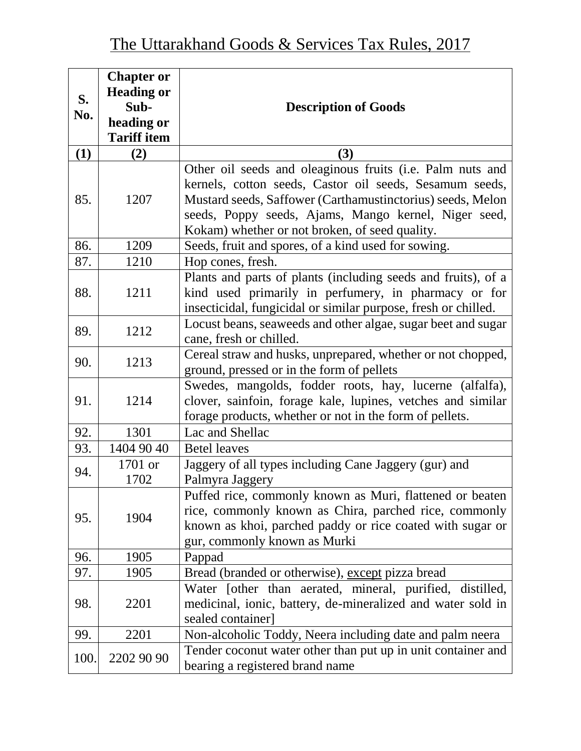# The Uttarakhand Goods & Services Tax Rules, 2017

| S. No. | Chapter or Heading or Sub-heading or Tariff item | Description of Goods |
|---|---|---|
| (1) | (2) | (3) |
| 85. | 1207 | Other oil seeds and oleaginous fruits (i.e. Palm nuts and kernels, cotton seeds, Castor oil seeds, Sesamum seeds, Mustard seeds, Saffower (Carthamustinctorius) seeds, Melon seeds, Poppy seeds, Ajams, Mango kernel, Niger seed, Kokam) whether or not broken, of seed quality. |
| 86. | 1209 | Seeds, fruit and spores, of a kind used for sowing. |
| 87. | 1210 | Hop cones, fresh. |
| 88. | 1211 | Plants and parts of plants (including seeds and fruits), of a kind used primarily in perfumery, in pharmacy or for insecticidal, fungicidal or similar purpose, fresh or chilled. |
| 89. | 1212 | Locust beans, seaweeds and other algae, sugar beet and sugar cane, fresh or chilled. |
| 90. | 1213 | Cereal straw and husks, unprepared, whether or not chopped, ground, pressed or in the form of pellets |
| 91. | 1214 | Swedes, mangolds, fodder roots, hay, lucerne (alfalfa), clover, sainfoin, forage kale, lupines, vetches and similar forage products, whether or not in the form of pellets. |
| 92. | 1301 | Lac and Shellac |
| 93. | 1404 90 40 | Betel leaves |
| 94. | 1701 or 1702 | Jaggery of all types including Cane Jaggery (gur) and Palmyra Jaggery |
| 95. | 1904 | Puffed rice, commonly known as Muri, flattened or beaten rice, commonly known as Chira, parched rice, commonly known as khoi, parched paddy or rice coated with sugar or gur, commonly known as Murki |
| 96. | 1905 | Pappad |
| 97. | 1905 | Bread (branded or otherwise), except pizza bread |
| 98. | 2201 | Water [other than aerated, mineral, purified, distilled, medicinal, ionic, battery, de-mineralized and water sold in sealed container] |
| 99. | 2201 | Non-alcoholic Toddy, Neera including date and palm neera |
| 100. | 2202 90 90 | Tender coconut water other than put up in unit container and bearing a registered brand name |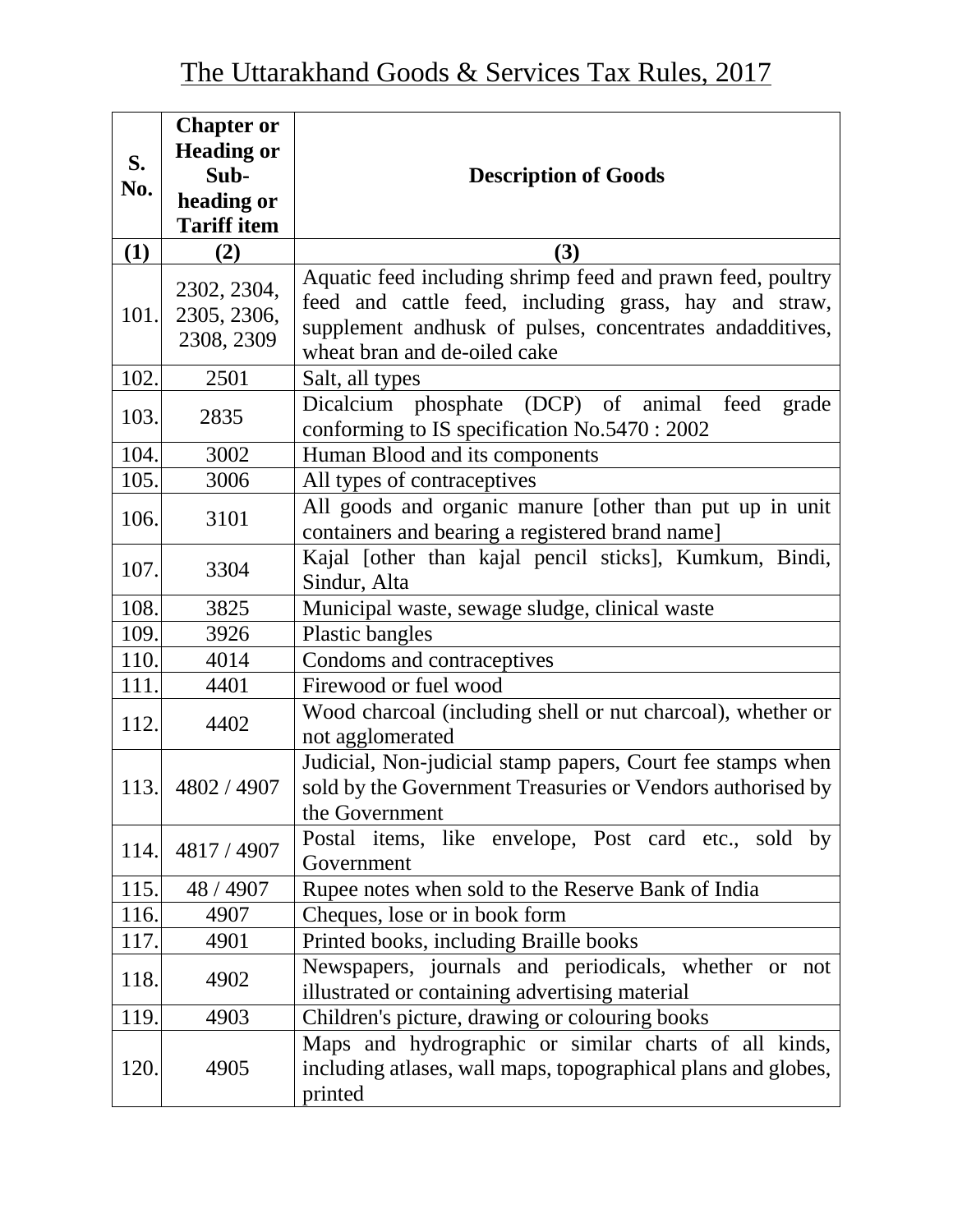# The Uttarakhand Goods & Services Tax Rules, 2017

| S. No. | Chapter or Heading or Sub-heading or Tariff item | Description of Goods |
|---|---|---|
| (1) | (2) | (3) |
| 101. | 2302, 2304, 2305, 2306, 2308, 2309 | Aquatic feed including shrimp feed and prawn feed, poultry feed and cattle feed, including grass, hay and straw, supplement andhusk of pulses, concentrates andadditives, wheat bran and de-oiled cake |
| 102. | 2501 | Salt, all types |
| 103. | 2835 | Dicalcium phosphate (DCP) of animal feed grade conforming to IS specification No.5470 : 2002 |
| 104. | 3002 | Human Blood and its components |
| 105. | 3006 | All types of contraceptives |
| 106. | 3101 | All goods and organic manure [other than put up in unit containers and bearing a registered brand name] |
| 107. | 3304 | Kajal [other than kajal pencil sticks], Kumkum, Bindi, Sindur, Alta |
| 108. | 3825 | Municipal waste, sewage sludge, clinical waste |
| 109. | 3926 | Plastic bangles |
| 110. | 4014 | Condoms and contraceptives |
| 111. | 4401 | Firewood or fuel wood |
| 112. | 4402 | Wood charcoal (including shell or nut charcoal), whether or not agglomerated |
| 113. | 4802 / 4907 | Judicial, Non-judicial stamp papers, Court fee stamps when sold by the Government Treasuries or Vendors authorised by the Government |
| 114. | 4817 / 4907 | Postal items, like envelope, Post card etc., sold by Government |
| 115. | 48 / 4907 | Rupee notes when sold to the Reserve Bank of India |
| 116. | 4907 | Cheques, lose or in book form |
| 117. | 4901 | Printed books, including Braille books |
| 118. | 4902 | Newspapers, journals and periodicals, whether or not illustrated or containing advertising material |
| 119. | 4903 | Children's picture, drawing or colouring books |
| 120. | 4905 | Maps and hydrographic or similar charts of all kinds, including atlases, wall maps, topographical plans and globes, printed |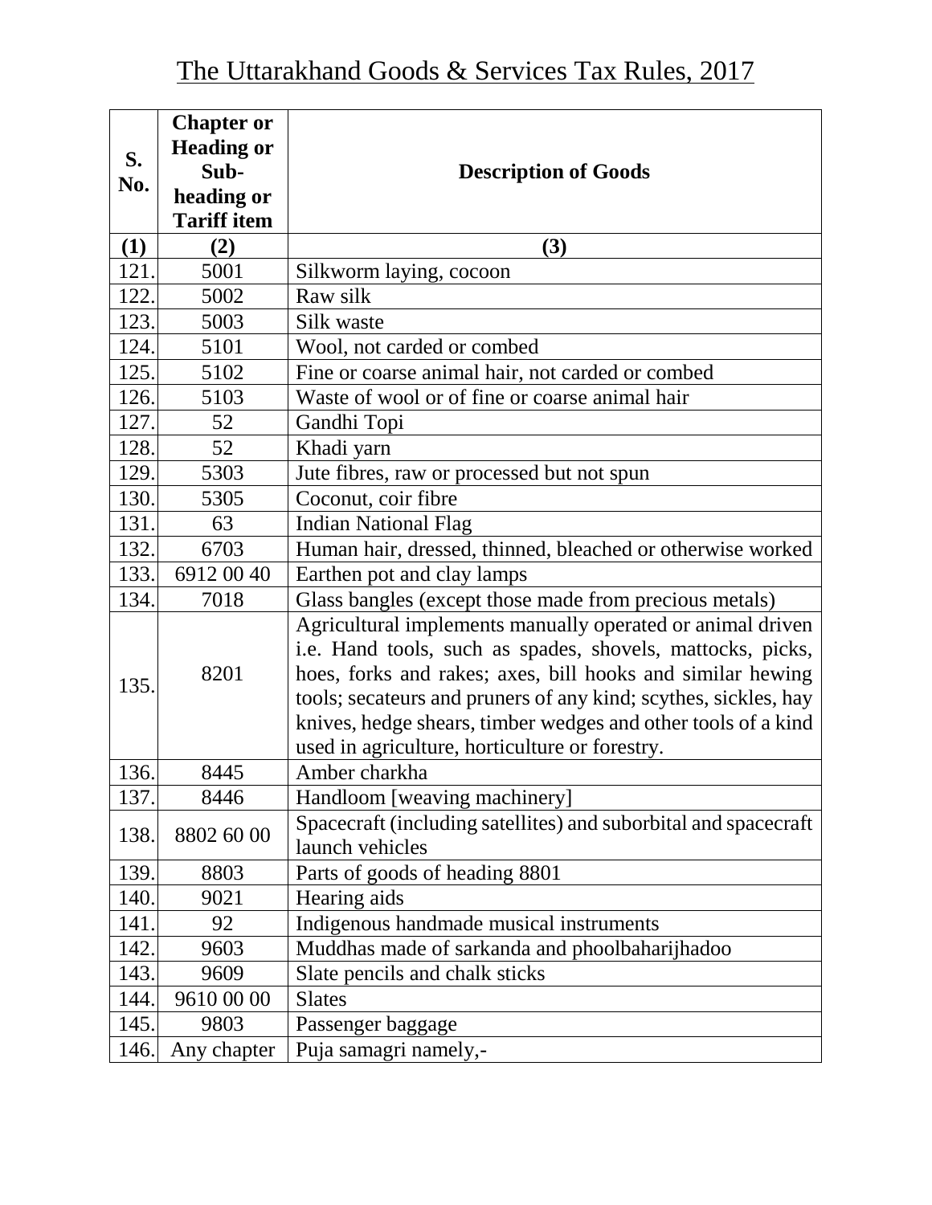# The Uttarakhand Goods & Services Tax Rules, 2017

| S. No. | Chapter or Heading or Sub-heading or Tariff item | Description of Goods |
|---|---|---|
| (1) | (2) | (3) |
| 121. | 5001 | Silkworm laying, cocoon |
| 122. | 5002 | Raw silk |
| 123. | 5003 | Silk waste |
| 124. | 5101 | Wool, not carded or combed |
| 125. | 5102 | Fine or coarse animal hair, not carded or combed |
| 126. | 5103 | Waste of wool or of fine or coarse animal hair |
| 127. | 52 | Gandhi Topi |
| 128. | 52 | Khadi yarn |
| 129. | 5303 | Jute fibres, raw or processed but not spun |
| 130. | 5305 | Coconut, coir fibre |
| 131. | 63 | Indian National Flag |
| 132. | 6703 | Human hair, dressed, thinned, bleached or otherwise worked |
| 133. | 6912 00 40 | Earthen pot and clay lamps |
| 134. | 7018 | Glass bangles (except those made from precious metals) |
| 135. | 8201 | Agricultural implements manually operated or animal driven i.e. Hand tools, such as spades, shovels, mattocks, picks, hoes, forks and rakes; axes, bill hooks and similar hewing tools; secateurs and pruners of any kind; scythes, sickles, hay knives, hedge shears, timber wedges and other tools of a kind used in agriculture, horticulture or forestry. |
| 136. | 8445 | Amber charkha |
| 137. | 8446 | Handloom [weaving machinery] |
| 138. | 8802 60 00 | Spacecraft (including satellites) and suborbital and spacecraft launch vehicles |
| 139. | 8803 | Parts of goods of heading 8801 |
| 140. | 9021 | Hearing aids |
| 141. | 92 | Indigenous handmade musical instruments |
| 142. | 9603 | Muddhas made of sarkanda and phoolbaharijhadoo |
| 143. | 9609 | Slate pencils and chalk sticks |
| 144. | 9610 00 00 | Slates |
| 145. | 9803 | Passenger baggage |
| 146. | Any chapter | Puja samagri namely,- |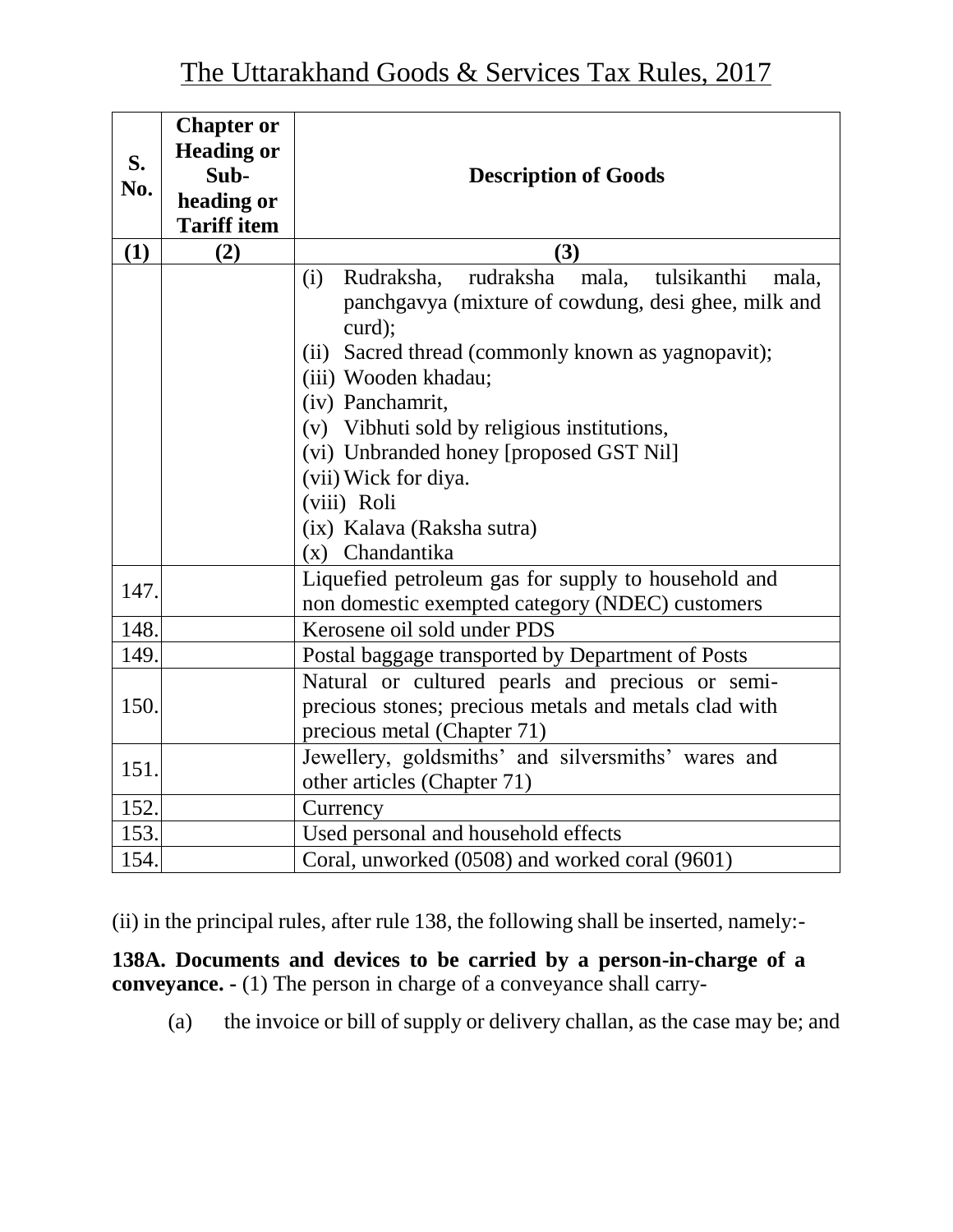# The Uttarakhand Goods & Services Tax Rules, 2017

| S. No. | Chapter or Heading or Sub-heading or Tariff item | Description of Goods |
|---|---|---|
| (1) | (2) | (3) |
| | | (i) Rudraksha, rudraksha mala, tulsikanthi mala, panchgavya (mixture of cowdung, desi ghee, milk and curd);<br>(ii) Sacred thread (commonly known as yagnopavit);<br>(iii) Wooden khadau;<br>(iv) Panchamrit,<br>(v) Vibhuti sold by religious institutions,<br>(vi) Unbranded honey [proposed GST Nil]<br>(vii) Wick for diya.<br>(viii) Roli<br>(ix) Kalava (Raksha sutra)<br>(x) Chandantika |
| 147. | | Liquefied petroleum gas for supply to household and non domestic exempted category (NDEC) customers |
| 148. | | Kerosene oil sold under PDS |
| 149. | | Postal baggage transported by Department of Posts |
| 150. | | Natural or cultured pearls and precious or semi-precious stones; precious metals and metals clad with precious metal (Chapter 71) |
| 151. | | Jewellery, goldsmiths' and silversmiths' wares and other articles (Chapter 71) |
| 152. | | Currency |
| 153. | | Used personal and household effects |
| 154. | | Coral, unworked (0508) and worked coral (9601) |

(ii) in the principal rules, after rule 138, the following shall be inserted, namely:-

**138A. Documents and devices to be carried by a person-in-charge of a conveyance. -** (1) The person in charge of a conveyance shall carry-

(a) the invoice or bill of supply or delivery challan, as the case may be; and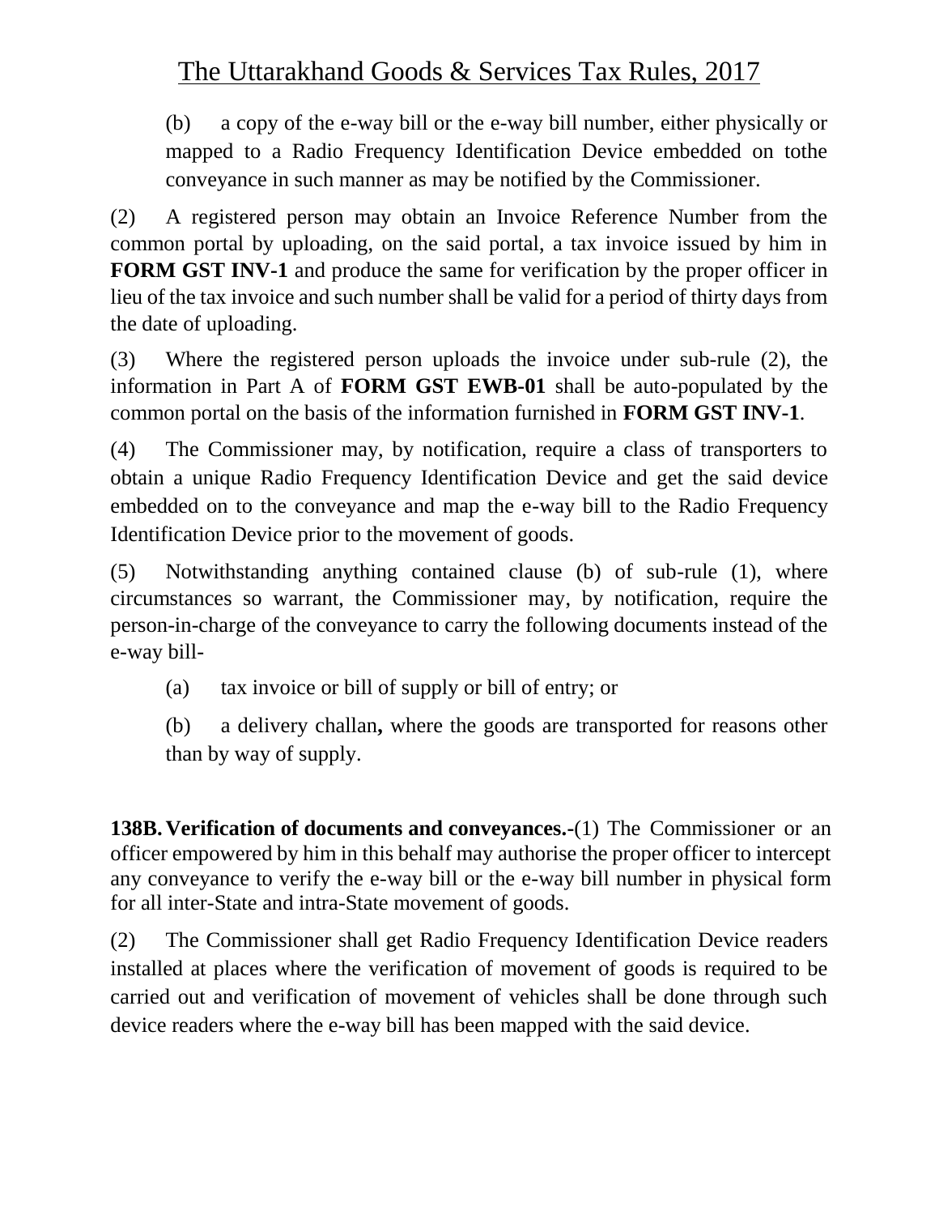(b) a copy of the e-way bill or the e-way bill number, either physically or mapped to a Radio Frequency Identification Device embedded on tothe conveyance in such manner as may be notified by the Commissioner.

(2) A registered person may obtain an Invoice Reference Number from the common portal by uploading, on the said portal, a tax invoice issued by him in **FORM GST INV-1** and produce the same for verification by the proper officer in lieu of the tax invoice and such number shall be valid for a period of thirty days from the date of uploading.

(3) Where the registered person uploads the invoice under sub-rule (2), the information in Part A of **FORM GST EWB-01** shall be auto-populated by the common portal on the basis of the information furnished in **FORM GST INV-1**.

(4) The Commissioner may, by notification, require a class of transporters to obtain a unique Radio Frequency Identification Device and get the said device embedded on to the conveyance and map the e-way bill to the Radio Frequency Identification Device prior to the movement of goods.

(5) Notwithstanding anything contained clause (b) of sub-rule (1), where circumstances so warrant, the Commissioner may, by notification, require the person-in-charge of the conveyance to carry the following documents instead of the e-way bill-

(a) tax invoice or bill of supply or bill of entry; or

(b) a delivery challan**,** where the goods are transported for reasons other than by way of supply.

**138B. Verification of documents and conveyances.-**(1) The Commissioner or an officer empowered by him in this behalf may authorise the proper officer to intercept any conveyance to verify the e-way bill or the e-way bill number in physical form for all inter-State and intra-State movement of goods.

(2) The Commissioner shall get Radio Frequency Identification Device readers installed at places where the verification of movement of goods is required to be carried out and verification of movement of vehicles shall be done through such device readers where the e-way bill has been mapped with the said device.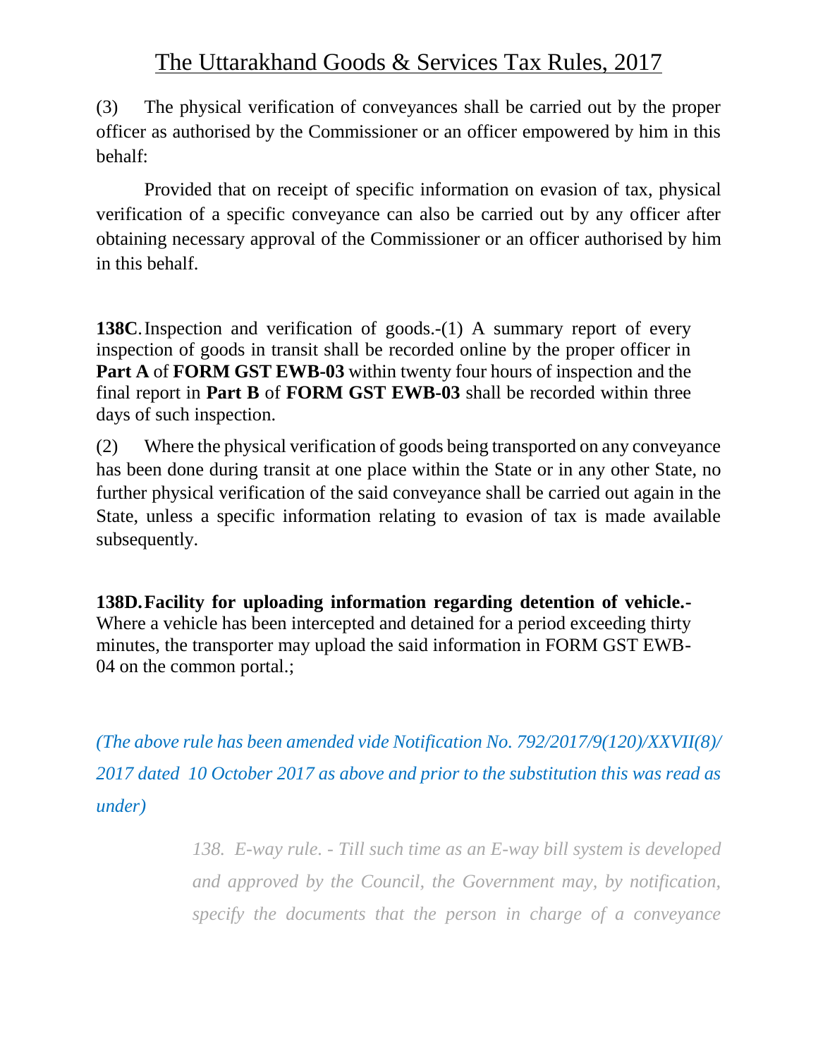(3) The physical verification of conveyances shall be carried out by the proper officer as authorised by the Commissioner or an officer empowered by him in this behalf:

Provided that on receipt of specific information on evasion of tax, physical verification of a specific conveyance can also be carried out by any officer after obtaining necessary approval of the Commissioner or an officer authorised by him in this behalf.

**138C**. Inspection and verification of goods.-(1) A summary report of every inspection of goods in transit shall be recorded online by the proper officer in **Part A** of **FORM GST EWB-03** within twenty four hours of inspection and the final report in **Part B** of **FORM GST EWB-03** shall be recorded within three days of such inspection.

(2) Where the physical verification of goods being transported on any conveyance has been done during transit at one place within the State or in any other State, no further physical verification of the said conveyance shall be carried out again in the State, unless a specific information relating to evasion of tax is made available subsequently.

**138D. Facility for uploading information regarding detention of vehicle.-** Where a vehicle has been intercepted and detained for a period exceeding thirty minutes, the transporter may upload the said information in FORM GST EWB-04 on the common portal.;

*(The above rule has been amended vide Notification No. 792/2017/9(120)/XXVII(8)/ 2017 dated 10 October 2017 as above and prior to the substitution this was read as under)*

> *138. E-way rule. - Till such time as an E-way bill system is developed and approved by the Council, the Government may, by notification, specify the documents that the person in charge of a conveyance*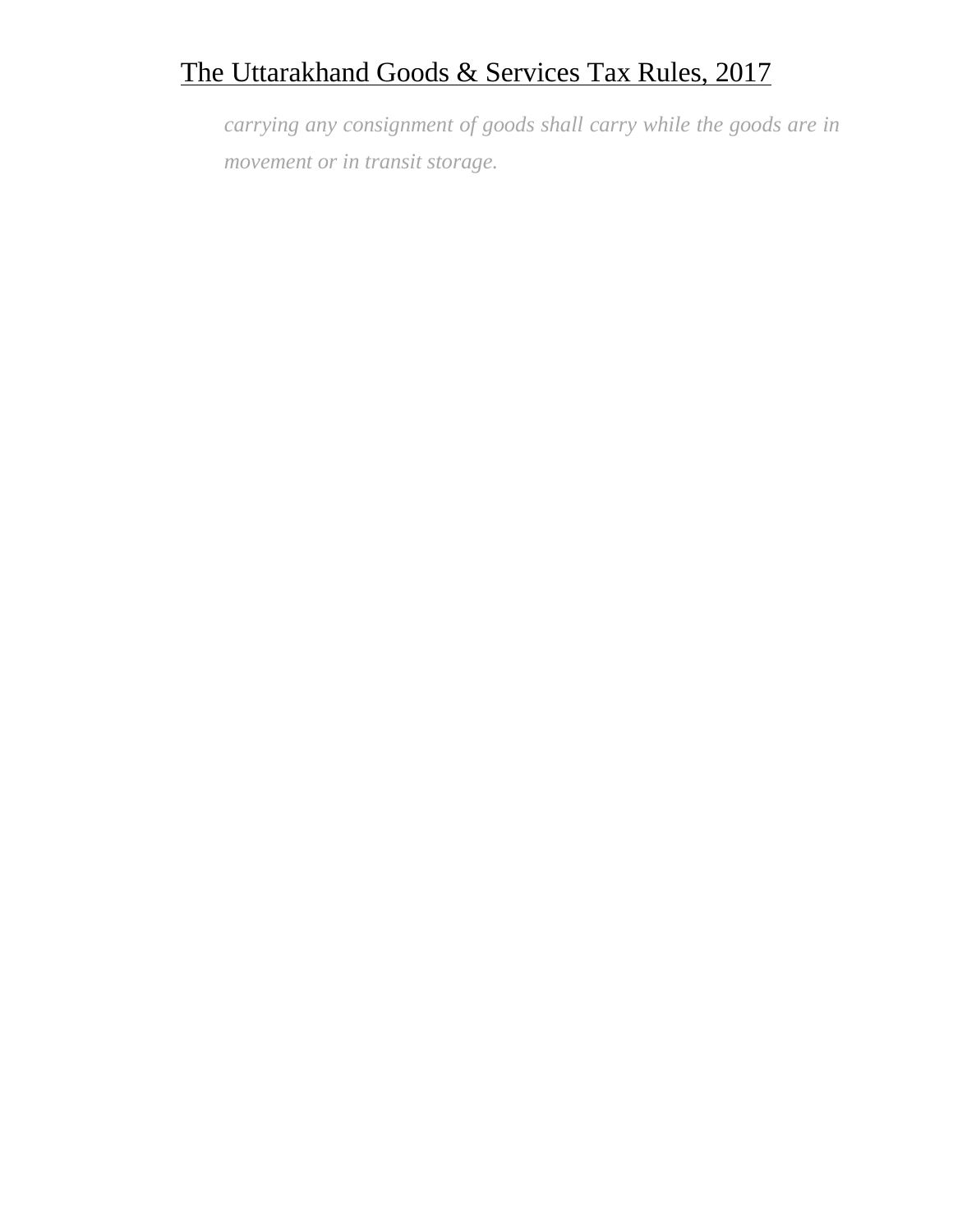*carrying any consignment of goods shall carry while the goods are in movement or in transit storage.*